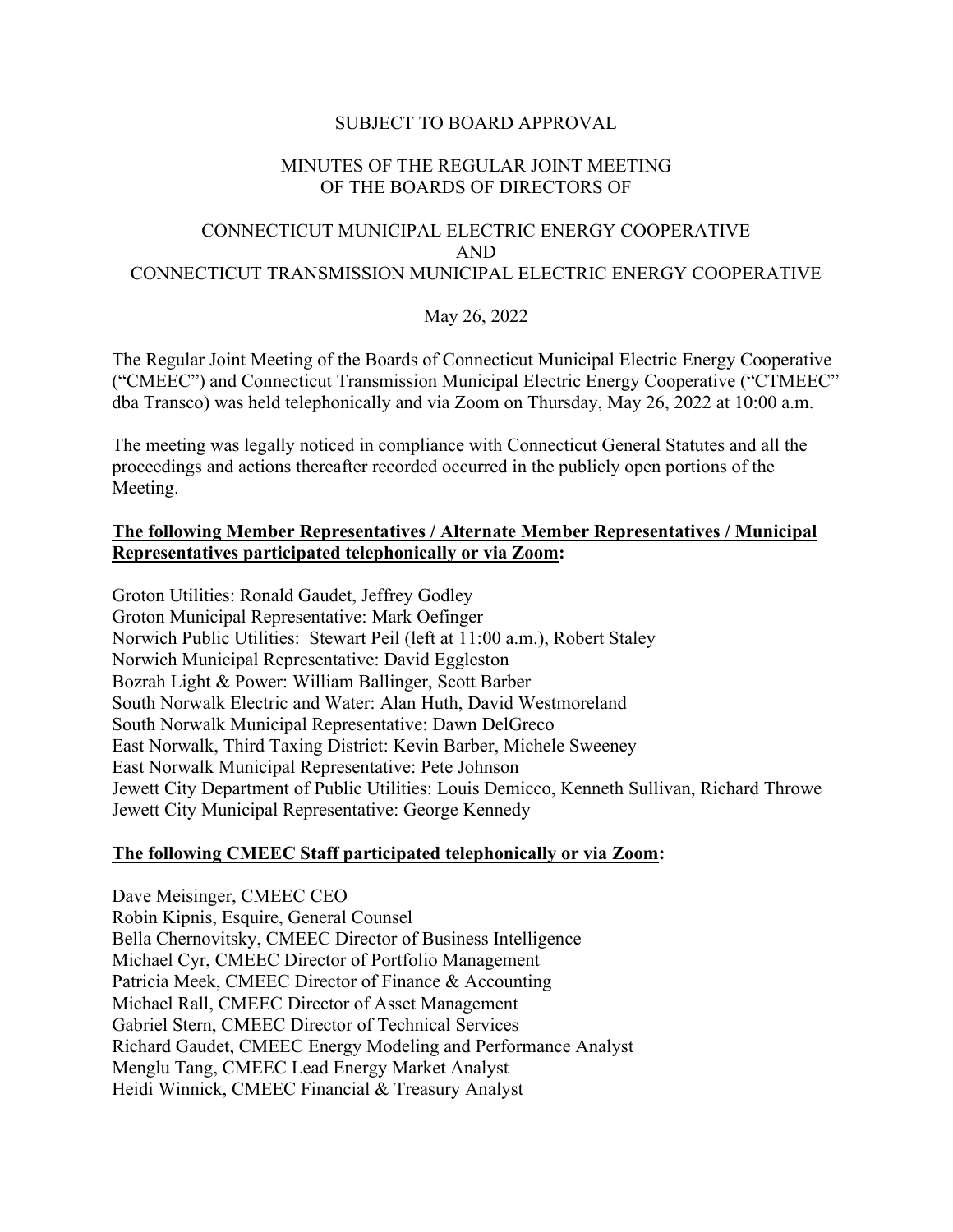SUBJECT TO BOARD APPROVAL

# MINUTES OF THE REGULAR JOINT MEETING OF THE BOARDS OF DIRECTORS OF

# CONNECTICUT MUNICIPAL ELECTRIC ENERGY COOPERATIVE AND CONNECTICUT TRANSMISSION MUNICIPAL ELECTRIC ENERGY COOPERATIVE

May 26, 2022

The Regular Joint Meeting of the Boards of Connecticut Municipal Electric Energy Cooperative ("CMEEC") and Connecticut Transmission Municipal Electric Energy Cooperative ("CTMEEC" dba Transco) was held telephonically and via Zoom on Thursday, May 26, 2022 at 10:00 a.m.

The meeting was legally noticed in compliance with Connecticut General Statutes and all the proceedings and actions thereafter recorded occurred in the publicly open portions of the Meeting.

**The following Member Representatives / Alternate Member Representatives / Municipal Representatives participated telephonically or via Zoom:**

Groton Utilities: Ronald Gaudet, Jeffrey Godley
Groton Municipal Representative: Mark Oefinger
Norwich Public Utilities: Stewart Peil (left at 11:00 a.m.), Robert Staley
Norwich Municipal Representative: David Eggleston
Bozrah Light & Power: William Ballinger, Scott Barber
South Norwalk Electric and Water: Alan Huth, David Westmoreland
South Norwalk Municipal Representative: Dawn DelGreco
East Norwalk, Third Taxing District: Kevin Barber, Michele Sweeney
East Norwalk Municipal Representative: Pete Johnson
Jewett City Department of Public Utilities: Louis Demicco, Kenneth Sullivan, Richard Throwe
Jewett City Municipal Representative: George Kennedy

**The following CMEEC Staff participated telephonically or via Zoom:**

Dave Meisinger, CMEEC CEO
Robin Kipnis, Esquire, General Counsel
Bella Chernovitsky, CMEEC Director of Business Intelligence
Michael Cyr, CMEEC Director of Portfolio Management
Patricia Meek, CMEEC Director of Finance & Accounting
Michael Rall, CMEEC Director of Asset Management
Gabriel Stern, CMEEC Director of Technical Services
Richard Gaudet, CMEEC Energy Modeling and Performance Analyst
Menglu Tang, CMEEC Lead Energy Market Analyst
Heidi Winnick, CMEEC Financial & Treasury Analyst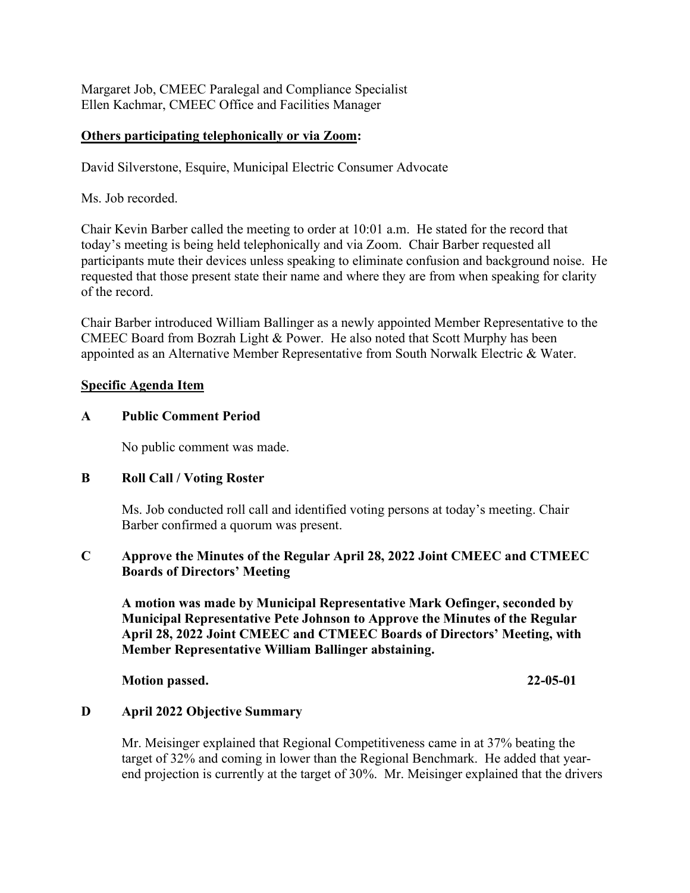Margaret Job, CMEEC Paralegal and Compliance Specialist
Ellen Kachmar, CMEEC Office and Facilities Manager

**Others participating telephonically or via Zoom:**

David Silverstone, Esquire, Municipal Electric Consumer Advocate

Ms. Job recorded.

Chair Kevin Barber called the meeting to order at 10:01 a.m. He stated for the record that today's meeting is being held telephonically and via Zoom. Chair Barber requested all participants mute their devices unless speaking to eliminate confusion and background noise. He requested that those present state their name and where they are from when speaking for clarity of the record.

Chair Barber introduced William Ballinger as a newly appointed Member Representative to the CMEEC Board from Bozrah Light & Power. He also noted that Scott Murphy has been appointed as an Alternative Member Representative from South Norwalk Electric & Water.

**Specific Agenda Item**

**A Public Comment Period**

No public comment was made.

**B Roll Call / Voting Roster**

Ms. Job conducted roll call and identified voting persons at today's meeting. Chair Barber confirmed a quorum was present.

**C Approve the Minutes of the Regular April 28, 2022 Joint CMEEC and CTMEEC Boards of Directors' Meeting**

**A motion was made by Municipal Representative Mark Oefinger, seconded by Municipal Representative Pete Johnson to Approve the Minutes of the Regular April 28, 2022 Joint CMEEC and CTMEEC Boards of Directors' Meeting, with Member Representative William Ballinger abstaining.**

**Motion passed. 22-05-01**

**D April 2022 Objective Summary**

Mr. Meisinger explained that Regional Competitiveness came in at 37% beating the target of 32% and coming in lower than the Regional Benchmark. He added that year-end projection is currently at the target of 30%. Mr. Meisinger explained that the drivers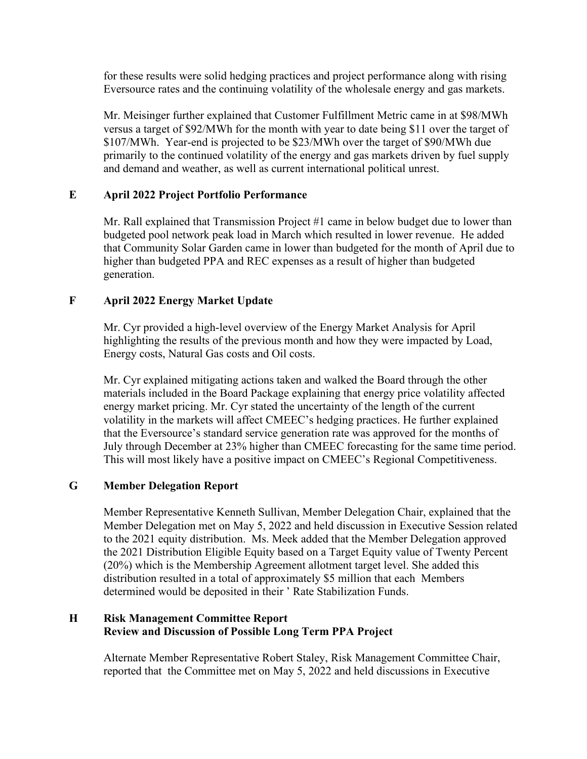for these results were solid hedging practices and project performance along with rising Eversource rates and the continuing volatility of the wholesale energy and gas markets.

Mr. Meisinger further explained that Customer Fulfillment Metric came in at $98/MWh versus a target of $92/MWh for the month with year to date being $11 over the target of $107/MWh. Year-end is projected to be $23/MWh over the target of $90/MWh due primarily to the continued volatility of the energy and gas markets driven by fuel supply and demand and weather, as well as current international political unrest.

**E April 2022 Project Portfolio Performance**

Mr. Rall explained that Transmission Project #1 came in below budget due to lower than budgeted pool network peak load in March which resulted in lower revenue. He added that Community Solar Garden came in lower than budgeted for the month of April due to higher than budgeted PPA and REC expenses as a result of higher than budgeted generation.

**F April 2022 Energy Market Update**

Mr. Cyr provided a high-level overview of the Energy Market Analysis for April highlighting the results of the previous month and how they were impacted by Load, Energy costs, Natural Gas costs and Oil costs.

Mr. Cyr explained mitigating actions taken and walked the Board through the other materials included in the Board Package explaining that energy price volatility affected energy market pricing. Mr. Cyr stated the uncertainty of the length of the current volatility in the markets will affect CMEEC's hedging practices. He further explained that the Eversource's standard service generation rate was approved for the months of July through December at 23% higher than CMEEC forecasting for the same time period. This will most likely have a positive impact on CMEEC's Regional Competitiveness.

**G Member Delegation Report**

Member Representative Kenneth Sullivan, Member Delegation Chair, explained that the Member Delegation met on May 5, 2022 and held discussion in Executive Session related to the 2021 equity distribution. Ms. Meek added that the Member Delegation approved the 2021 Distribution Eligible Equity based on a Target Equity value of Twenty Percent (20%) which is the Membership Agreement allotment target level. She added this distribution resulted in a total of approximately $5 million that each Members determined would be deposited in their ' Rate Stabilization Funds.

**H Risk Management Committee Report**
**Review and Discussion of Possible Long Term PPA Project**

Alternate Member Representative Robert Staley, Risk Management Committee Chair, reported that the Committee met on May 5, 2022 and held discussions in Executive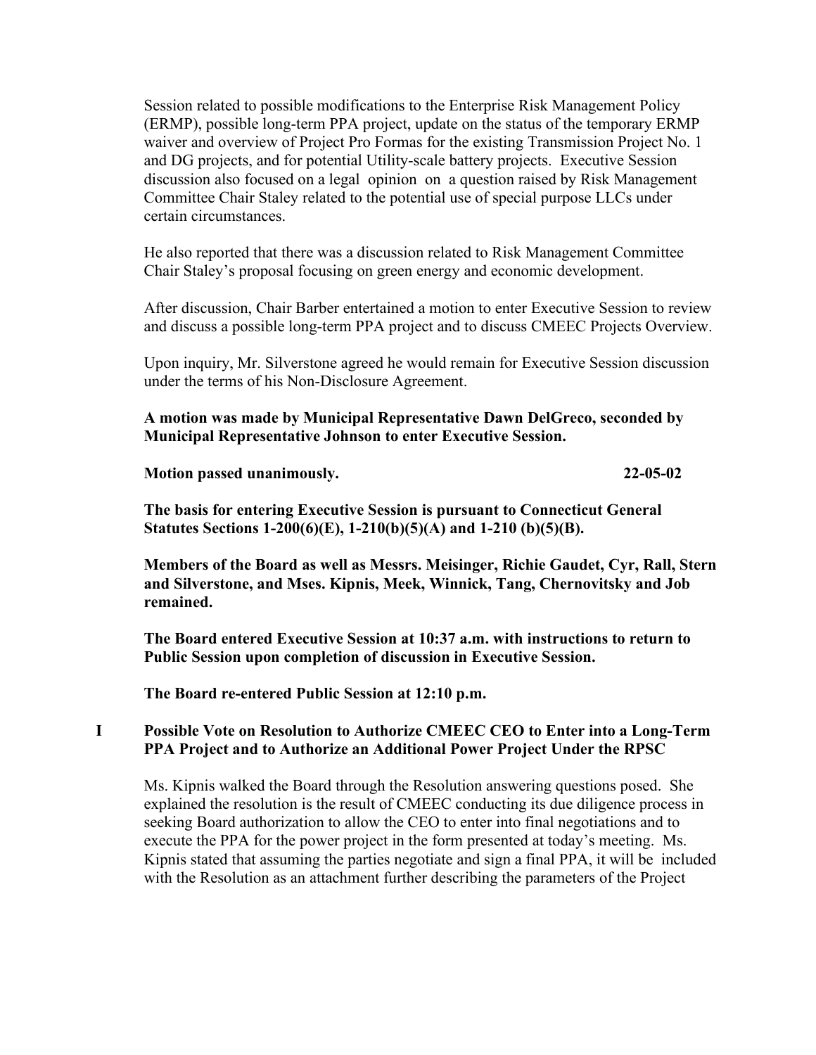Session related to possible modifications to the Enterprise Risk Management Policy (ERMP), possible long-term PPA project, update on the status of the temporary ERMP waiver and overview of Project Pro Formas for the existing Transmission Project No. 1 and DG projects, and for potential Utility-scale battery projects. Executive Session discussion also focused on a legal opinion on a question raised by Risk Management Committee Chair Staley related to the potential use of special purpose LLCs under certain circumstances.

He also reported that there was a discussion related to Risk Management Committee Chair Staley's proposal focusing on green energy and economic development.

After discussion, Chair Barber entertained a motion to enter Executive Session to review and discuss a possible long-term PPA project and to discuss CMEEC Projects Overview.

Upon inquiry, Mr. Silverstone agreed he would remain for Executive Session discussion under the terms of his Non-Disclosure Agreement.

**A motion was made by Municipal Representative Dawn DelGreco, seconded by Municipal Representative Johnson to enter Executive Session.**

**Motion passed unanimously. 22-05-02**

**The basis for entering Executive Session is pursuant to Connecticut General Statutes Sections 1-200(6)(E), 1-210(b)(5)(A) and 1-210 (b)(5)(B).**

**Members of the Board as well as Messrs. Meisinger, Richie Gaudet, Cyr, Rall, Stern and Silverstone, and Mses. Kipnis, Meek, Winnick, Tang, Chernovitsky and Job remained.**

**The Board entered Executive Session at 10:37 a.m. with instructions to return to Public Session upon completion of discussion in Executive Session.**

**The Board re-entered Public Session at 12:10 p.m.**

## I Possible Vote on Resolution to Authorize CMEEC CEO to Enter into a Long-Term PPA Project and to Authorize an Additional Power Project Under the RPSC

Ms. Kipnis walked the Board through the Resolution answering questions posed. She explained the resolution is the result of CMEEC conducting its due diligence process in seeking Board authorization to allow the CEO to enter into final negotiations and to execute the PPA for the power project in the form presented at today's meeting. Ms. Kipnis stated that assuming the parties negotiate and sign a final PPA, it will be included with the Resolution as an attachment further describing the parameters of the Project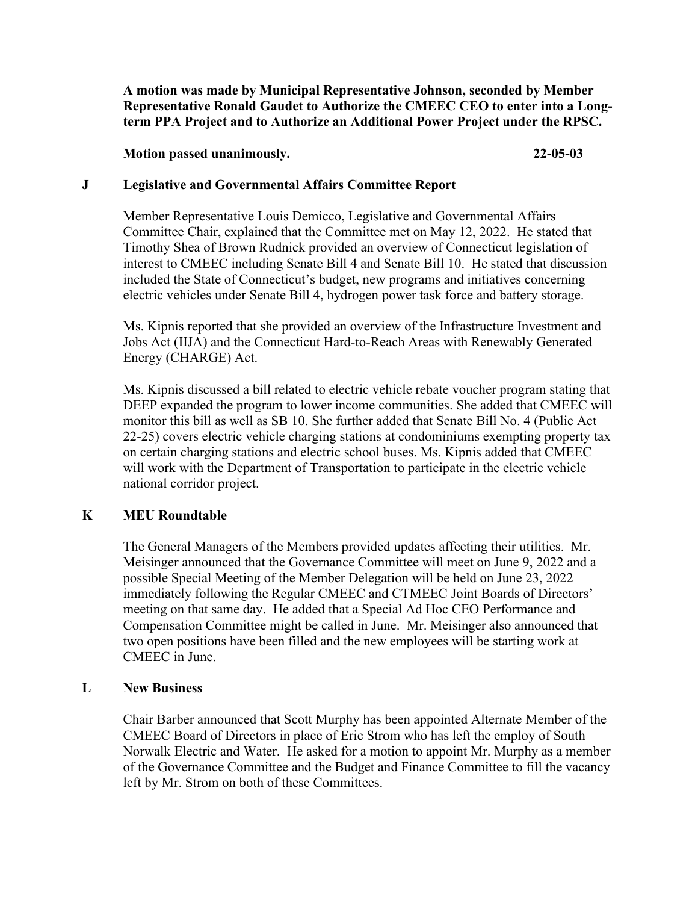**A motion was made by Municipal Representative Johnson, seconded by Member Representative Ronald Gaudet to Authorize the CMEEC CEO to enter into a Long-term PPA Project and to Authorize an Additional Power Project under the RPSC.**

**Motion passed unanimously.** **22-05-03**

## J Legislative and Governmental Affairs Committee Report

Member Representative Louis Demicco, Legislative and Governmental Affairs Committee Chair, explained that the Committee met on May 12, 2022. He stated that Timothy Shea of Brown Rudnick provided an overview of Connecticut legislation of interest to CMEEC including Senate Bill 4 and Senate Bill 10. He stated that discussion included the State of Connecticut's budget, new programs and initiatives concerning electric vehicles under Senate Bill 4, hydrogen power task force and battery storage.

Ms. Kipnis reported that she provided an overview of the Infrastructure Investment and Jobs Act (IIJA) and the Connecticut Hard-to-Reach Areas with Renewably Generated Energy (CHARGE) Act.

Ms. Kipnis discussed a bill related to electric vehicle rebate voucher program stating that DEEP expanded the program to lower income communities. She added that CMEEC will monitor this bill as well as SB 10. She further added that Senate Bill No. 4 (Public Act 22-25) covers electric vehicle charging stations at condominiums exempting property tax on certain charging stations and electric school buses. Ms. Kipnis added that CMEEC will work with the Department of Transportation to participate in the electric vehicle national corridor project.

## K MEU Roundtable

The General Managers of the Members provided updates affecting their utilities. Mr. Meisinger announced that the Governance Committee will meet on June 9, 2022 and a possible Special Meeting of the Member Delegation will be held on June 23, 2022 immediately following the Regular CMEEC and CTMEEC Joint Boards of Directors' meeting on that same day. He added that a Special Ad Hoc CEO Performance and Compensation Committee might be called in June. Mr. Meisinger also announced that two open positions have been filled and the new employees will be starting work at CMEEC in June.

## L New Business

Chair Barber announced that Scott Murphy has been appointed Alternate Member of the CMEEC Board of Directors in place of Eric Strom who has left the employ of South Norwalk Electric and Water. He asked for a motion to appoint Mr. Murphy as a member of the Governance Committee and the Budget and Finance Committee to fill the vacancy left by Mr. Strom on both of these Committees.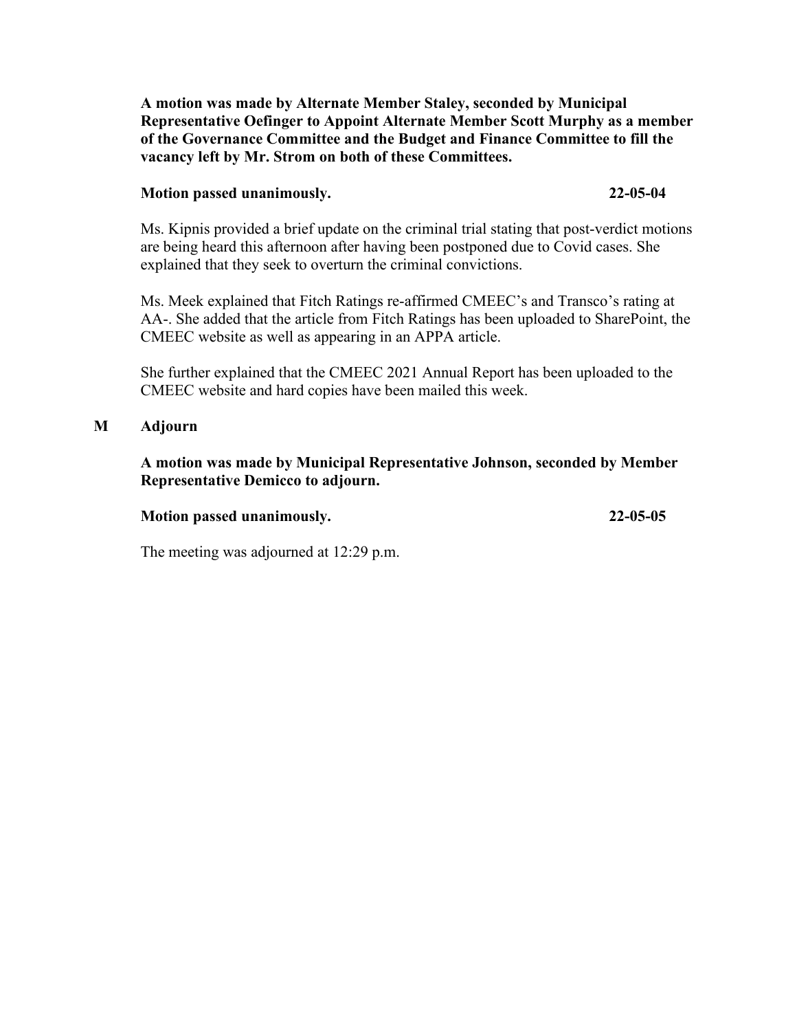**A motion was made by Alternate Member Staley, seconded by Municipal Representative Oefinger to Appoint Alternate Member Scott Murphy as a member of the Governance Committee and the Budget and Finance Committee to fill the vacancy left by Mr. Strom on both of these Committees.**

**Motion passed unanimously.** **22-05-04**

Ms. Kipnis provided a brief update on the criminal trial stating that post-verdict motions are being heard this afternoon after having been postponed due to Covid cases. She explained that they seek to overturn the criminal convictions.

Ms. Meek explained that Fitch Ratings re-affirmed CMEEC's and Transco's rating at AA-. She added that the article from Fitch Ratings has been uploaded to SharePoint, the CMEEC website as well as appearing in an APPA article.

She further explained that the CMEEC 2021 Annual Report has been uploaded to the CMEEC website and hard copies have been mailed this week.

## M Adjourn

**A motion was made by Municipal Representative Johnson, seconded by Member Representative Demicco to adjourn.**

**Motion passed unanimously.** **22-05-05**

The meeting was adjourned at 12:29 p.m.